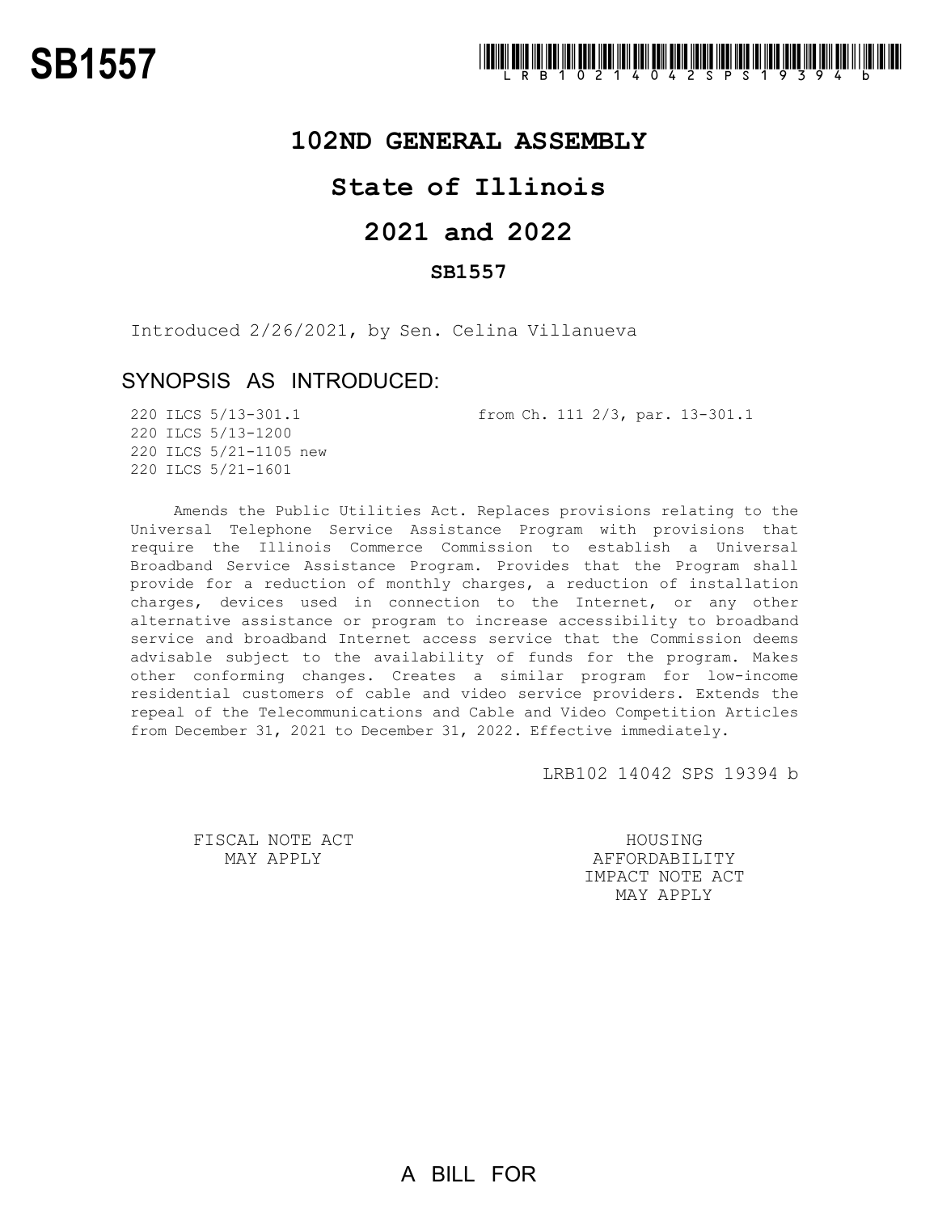# SB1557

LRB102 14042 SPS 19394 b

## 102ND GENERAL ASSEMBLY

## State of Illinois

## 2021 and 2022

### SB1557

Introduced 2/26/2021, by Sen. Celina Villanueva

## SYNOPSIS AS INTRODUCED:

220 ILCS 5/13-301.1 from Ch. 111 2/3, par. 13-301.1
220 ILCS 5/13-1200
220 ILCS 5/21-1105 new
220 ILCS 5/21-1601

Amends the Public Utilities Act. Replaces provisions relating to the Universal Telephone Service Assistance Program with provisions that require the Illinois Commerce Commission to establish a Universal Broadband Service Assistance Program. Provides that the Program shall provide for a reduction of monthly charges, a reduction of installation charges, devices used in connection to the Internet, or any other alternative assistance or program to increase accessibility to broadband service and broadband Internet access service that the Commission deems advisable subject to the availability of funds for the program. Makes other conforming changes. Creates a similar program for low-income residential customers of cable and video service providers. Extends the repeal of the Telecommunications and Cable and Video Competition Articles from December 31, 2021 to December 31, 2022. Effective immediately.

LRB102 14042 SPS 19394 b

FISCAL NOTE ACT MAY APPLY

HOUSING AFFORDABILITY IMPACT NOTE ACT MAY APPLY

A BILL FOR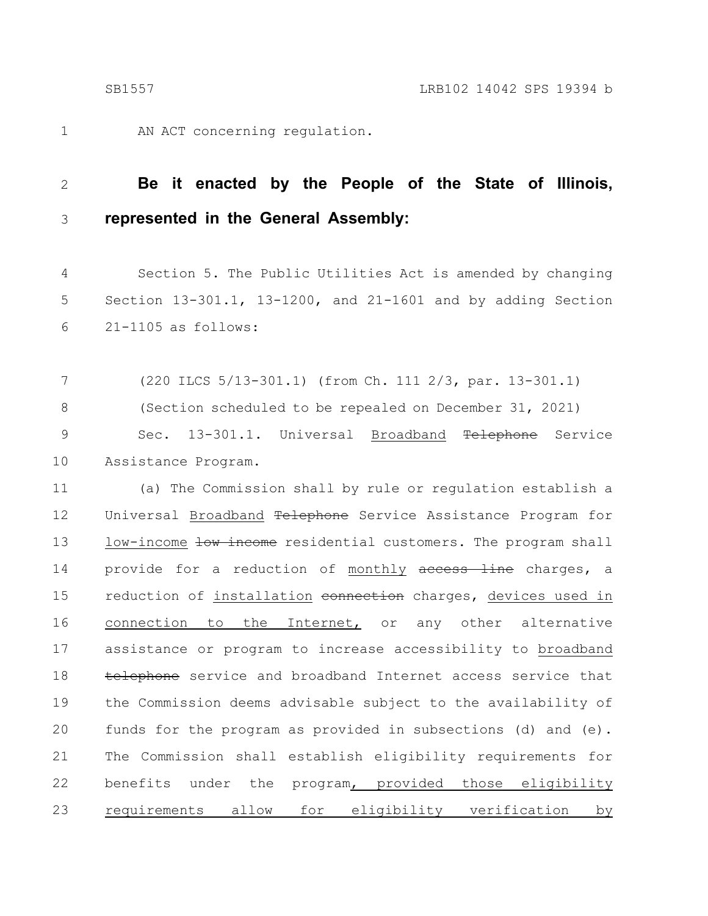AN ACT concerning regulation.

**Be it enacted by the People of the State of Illinois, represented in the General Assembly:**

Section 5. The Public Utilities Act is amended by changing Section 13-301.1, 13-1200, and 21-1601 and by adding Section 21-1105 as follows:

(220 ILCS 5/13-301.1) (from Ch. 111 2/3, par. 13-301.1)

(Section scheduled to be repealed on December 31, 2021)

Sec. 13-301.1. Universal <u>Broadband</u> ~~Telephone~~ Service Assistance Program.

(a) The Commission shall by rule or regulation establish a Universal <u>Broadband</u> ~~Telephone~~ Service Assistance Program for <u>low-income</u> ~~low income~~ residential customers. The program shall provide for a reduction of <u>monthly</u> ~~access line~~ charges, a reduction of <u>installation</u> ~~connection~~ charges, <u>devices used in connection to the Internet,</u> or any other alternative assistance or program to increase accessibility to <u>broadband</u> ~~telephone~~ service and broadband Internet access service that the Commission deems advisable subject to the availability of funds for the program as provided in subsections (d) and (e). The Commission shall establish eligibility requirements for benefits under the program<u>, provided those eligibility requirements allow for eligibility verification by</u>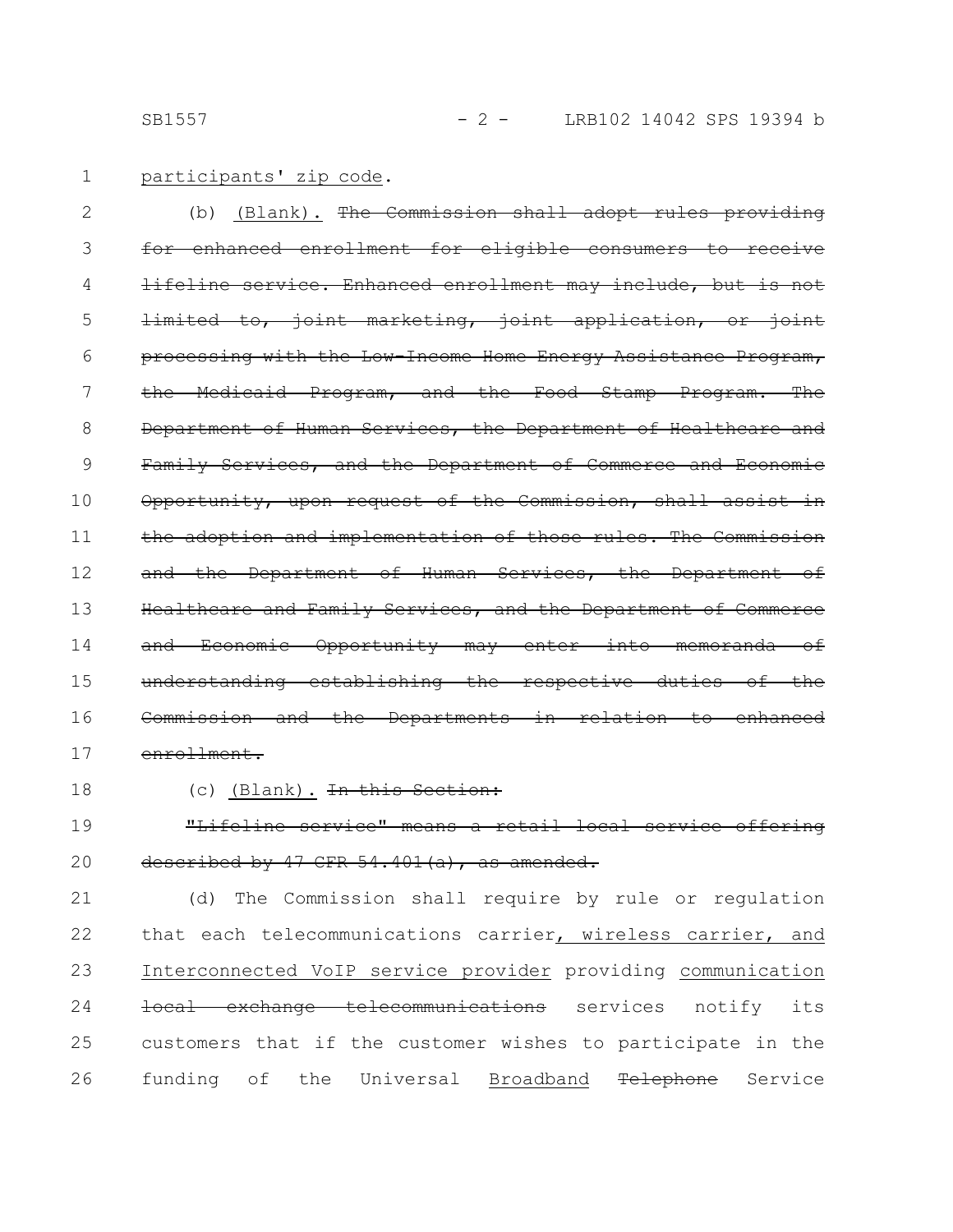participants' zip code.

(b) (Blank). ~~The Commission shall adopt rules providing for enhanced enrollment for eligible consumers to receive lifeline service. Enhanced enrollment may include, but is not limited to, joint marketing, joint application, or joint processing with the Low-Income Home Energy Assistance Program, the Medicaid Program, and the Food Stamp Program. The Department of Human Services, the Department of Healthcare and Family Services, and the Department of Commerce and Economic Opportunity, upon request of the Commission, shall assist in the adoption and implementation of those rules. The Commission and the Department of Human Services, the Department of Healthcare and Family Services, and the Department of Commerce and Economic Opportunity may enter into memoranda of understanding establishing the respective duties of the Commission and the Departments in relation to enhanced enrollment.~~

(c) (Blank). ~~In this Section:~~

~~"Lifeline service" means a retail local service offering described by 47 CFR 54.401(a), as amended.~~

(d) The Commission shall require by rule or regulation that each telecommunications carrier, wireless carrier, and Interconnected VoIP service provider providing communication ~~local exchange telecommunications~~ services notify its customers that if the customer wishes to participate in the funding of the Universal Broadband ~~Telephone~~ Service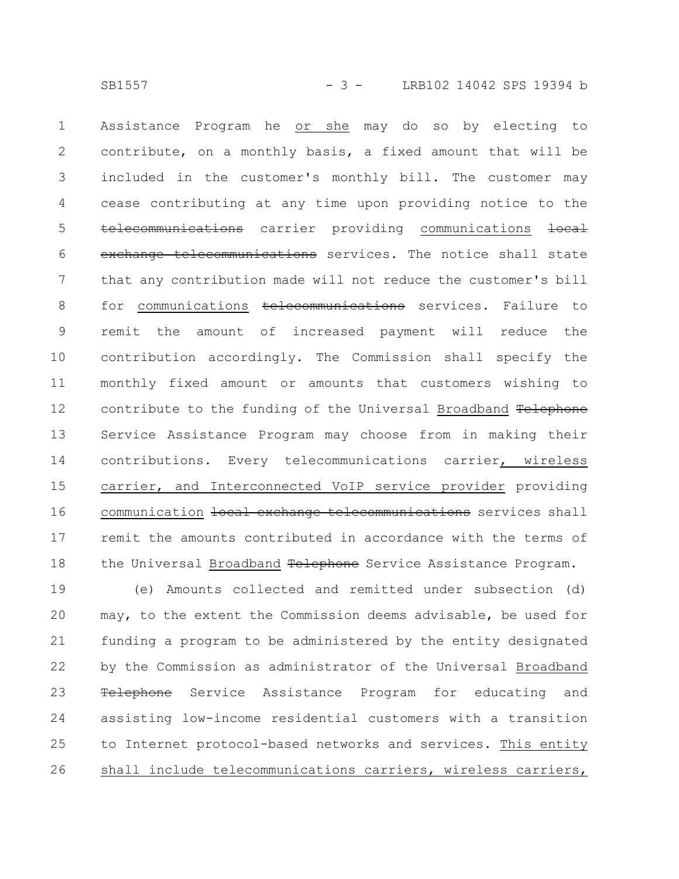Assistance Program he or she may do so by electing to contribute, on a monthly basis, a fixed amount that will be included in the customer's monthly bill. The customer may cease contributing at any time upon providing notice to the ~~telecommunications~~ carrier providing communications ~~local exchange telecommunications~~ services. The notice shall state that any contribution made will not reduce the customer's bill for communications ~~telecommunications~~ services. Failure to remit the amount of increased payment will reduce the contribution accordingly. The Commission shall specify the monthly fixed amount or amounts that customers wishing to contribute to the funding of the Universal Broadband ~~Telephone~~ Service Assistance Program may choose from in making their contributions. Every telecommunications carrier, wireless carrier, and Interconnected VoIP service provider providing communication ~~local exchange telecommunications~~ services shall remit the amounts contributed in accordance with the terms of the Universal Broadband ~~Telephone~~ Service Assistance Program.

(e) Amounts collected and remitted under subsection (d) may, to the extent the Commission deems advisable, be used for funding a program to be administered by the entity designated by the Commission as administrator of the Universal Broadband ~~Telephone~~ Service Assistance Program for educating and assisting low-income residential customers with a transition to Internet protocol-based networks and services. This entity shall include telecommunications carriers, wireless carriers,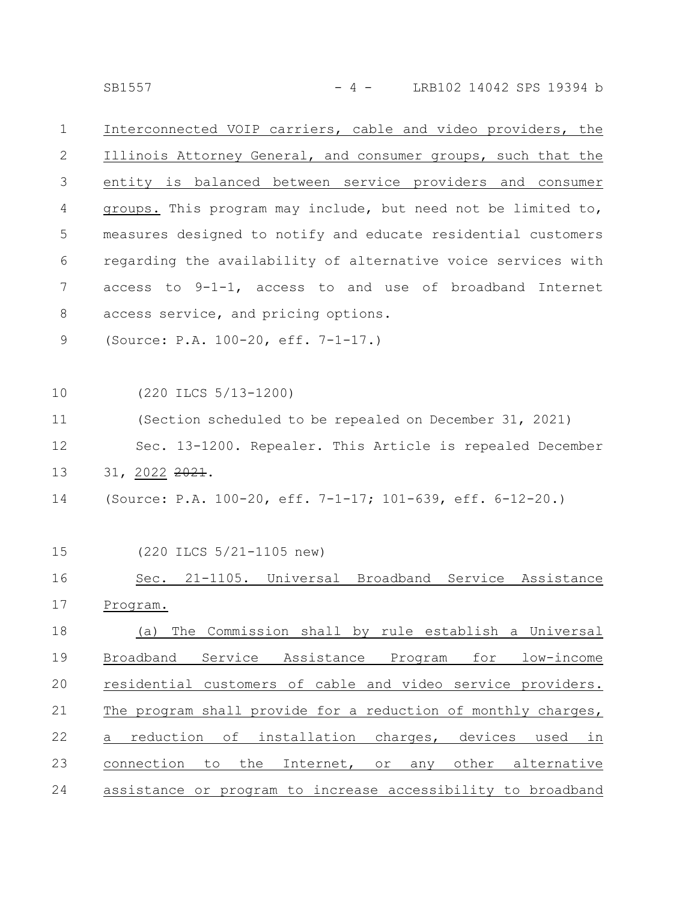Interconnected VOIP carriers, cable and video providers, the Illinois Attorney General, and consumer groups, such that the entity is balanced between service providers and consumer groups. This program may include, but need not be limited to, measures designed to notify and educate residential customers regarding the availability of alternative voice services with access to 9-1-1, access to and use of broadband Internet access service, and pricing options.

(Source: P.A. 100-20, eff. 7-1-17.)

(220 ILCS 5/13-1200)

(Section scheduled to be repealed on December 31, 2021)

Sec. 13-1200. Repealer. This Article is repealed December 31, 2022 ~~2021~~.

(Source: P.A. 100-20, eff. 7-1-17; 101-639, eff. 6-12-20.)

(220 ILCS 5/21-1105 new)

Sec. 21-1105. Universal Broadband Service Assistance Program.

(a) The Commission shall by rule establish a Universal Broadband Service Assistance Program for low-income residential customers of cable and video service providers. The program shall provide for a reduction of monthly charges, a reduction of installation charges, devices used in connection to the Internet, or any other alternative assistance or program to increase accessibility to broadband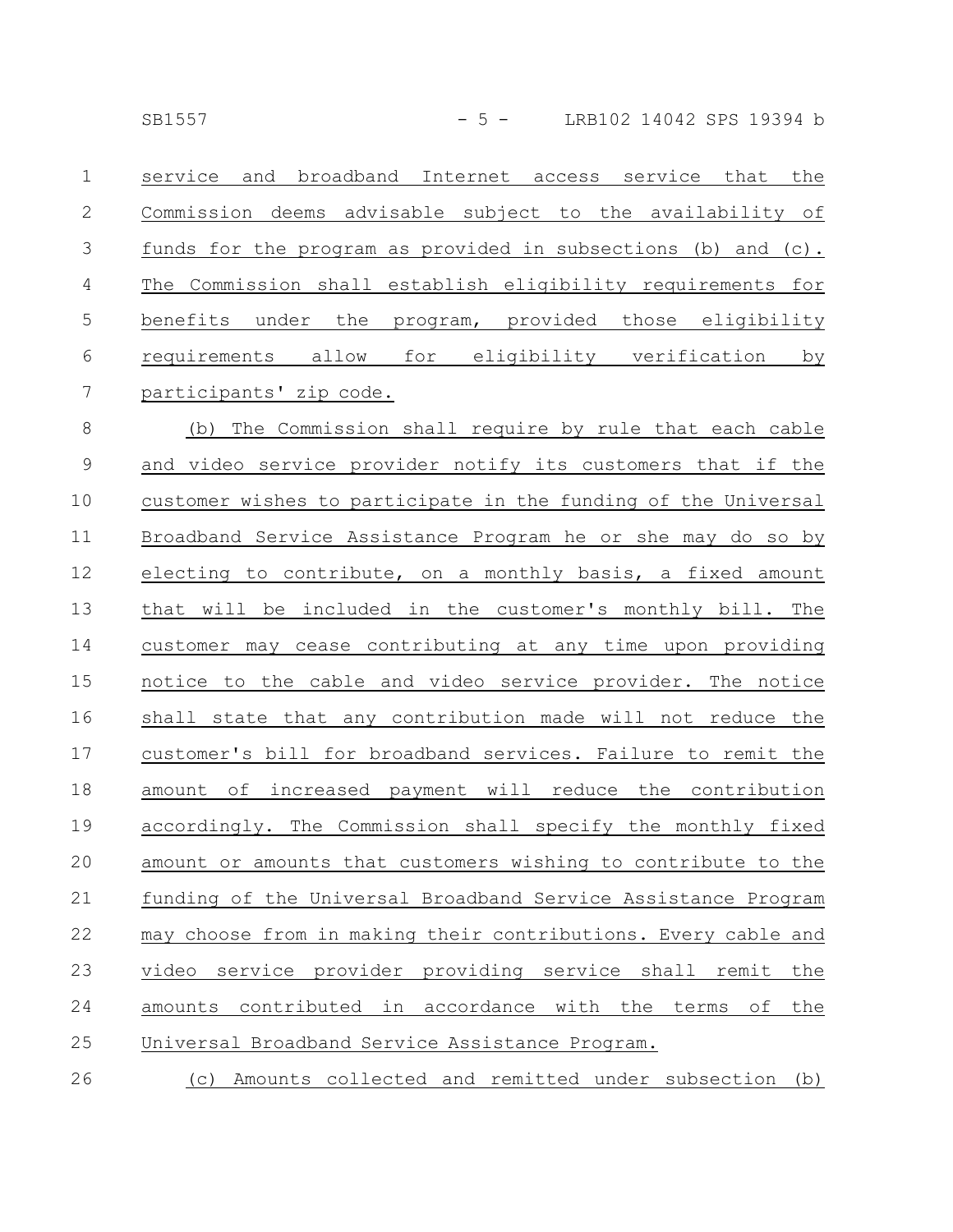service and broadband Internet access service that the Commission deems advisable subject to the availability of funds for the program as provided in subsections (b) and (c). The Commission shall establish eligibility requirements for benefits under the program, provided those eligibility requirements allow for eligibility verification by participants' zip code.

(b) The Commission shall require by rule that each cable and video service provider notify its customers that if the customer wishes to participate in the funding of the Universal Broadband Service Assistance Program he or she may do so by electing to contribute, on a monthly basis, a fixed amount that will be included in the customer's monthly bill. The customer may cease contributing at any time upon providing notice to the cable and video service provider. The notice shall state that any contribution made will not reduce the customer's bill for broadband services. Failure to remit the amount of increased payment will reduce the contribution accordingly. The Commission shall specify the monthly fixed amount or amounts that customers wishing to contribute to the funding of the Universal Broadband Service Assistance Program may choose from in making their contributions. Every cable and video service provider providing service shall remit the amounts contributed in accordance with the terms of the Universal Broadband Service Assistance Program.

(c) Amounts collected and remitted under subsection (b)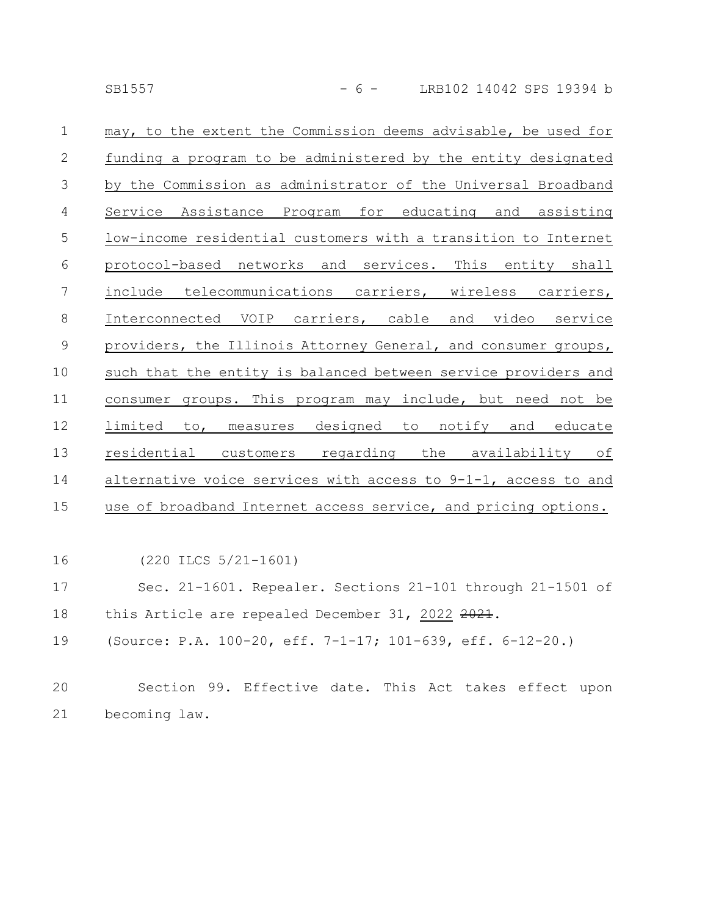may, to the extent the Commission deems advisable, be used for funding a program to be administered by the entity designated by the Commission as administrator of the Universal Broadband Service Assistance Program for educating and assisting low-income residential customers with a transition to Internet protocol-based networks and services. This entity shall include telecommunications carriers, wireless carriers, Interconnected VOIP carriers, cable and video service providers, the Illinois Attorney General, and consumer groups, such that the entity is balanced between service providers and consumer groups. This program may include, but need not be limited to, measures designed to notify and educate residential customers regarding the availability of alternative voice services with access to 9-1-1, access to and use of broadband Internet access service, and pricing options.

(220 ILCS 5/21-1601)

Sec. 21-1601. Repealer. Sections 21-101 through 21-1501 of this Article are repealed December 31, 2022 ~~2021~~.

(Source: P.A. 100-20, eff. 7-1-17; 101-639, eff. 6-12-20.)

Section 99. Effective date. This Act takes effect upon becoming law.